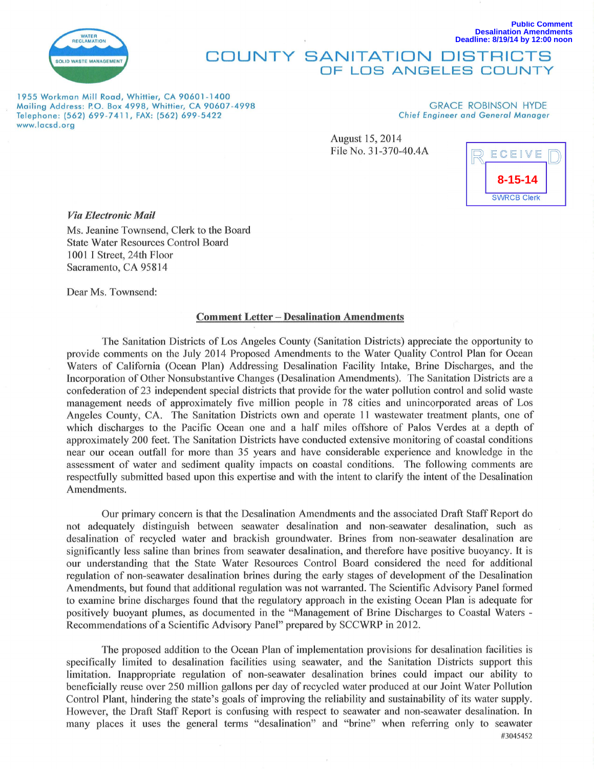Public Comment
Desalination Amendments
Deadline: 8/19/14 by 12:00 noon

WATER RECLAMATION
SOLID WASTE MANAGEMENT

# COUNTY SANITATION DISTRICTS OF LOS ANGELES COUNTY

1955 Workman Mill Road, Whittier, CA 90601-1400
Mailing Address: P.O. Box 4998, Whittier, CA 90607-4998
Telephone: (562) 699-7411, FAX: (562) 699-5422
www.lacsd.org

GRACE ROBINSON HYDE
*Chief Engineer and General Manager*

August 15, 2014
File No. 31-370-40.4A

RECEIVED
8-15-14
SWRCB Clerk

***Via Electronic Mail***

Ms. Jeanine Townsend, Clerk to the Board
State Water Resources Control Board
1001 I Street, 24th Floor
Sacramento, CA 95814

Dear Ms. Townsend:

**Comment Letter – Desalination Amendments**

The Sanitation Districts of Los Angeles County (Sanitation Districts) appreciate the opportunity to provide comments on the July 2014 Proposed Amendments to the Water Quality Control Plan for Ocean Waters of California (Ocean Plan) Addressing Desalination Facility Intake, Brine Discharges, and the Incorporation of Other Nonsubstantive Changes (Desalination Amendments). The Sanitation Districts are a confederation of 23 independent special districts that provide for the water pollution control and solid waste management needs of approximately five million people in 78 cities and unincorporated areas of Los Angeles County, CA. The Sanitation Districts own and operate 11 wastewater treatment plants, one of which discharges to the Pacific Ocean one and a half miles offshore of Palos Verdes at a depth of approximately 200 feet. The Sanitation Districts have conducted extensive monitoring of coastal conditions near our ocean outfall for more than 35 years and have considerable experience and knowledge in the assessment of water and sediment quality impacts on coastal conditions. The following comments are respectfully submitted based upon this expertise and with the intent to clarify the intent of the Desalination Amendments.

Our primary concern is that the Desalination Amendments and the associated Draft Staff Report do not adequately distinguish between seawater desalination and non-seawater desalination, such as desalination of recycled water and brackish groundwater. Brines from non-seawater desalination are significantly less saline than brines from seawater desalination, and therefore have positive buoyancy. It is our understanding that the State Water Resources Control Board considered the need for additional regulation of non-seawater desalination brines during the early stages of development of the Desalination Amendments, but found that additional regulation was not warranted. The Scientific Advisory Panel formed to examine brine discharges found that the regulatory approach in the existing Ocean Plan is adequate for positively buoyant plumes, as documented in the "Management of Brine Discharges to Coastal Waters - Recommendations of a Scientific Advisory Panel" prepared by SCCWRP in 2012.

The proposed addition to the Ocean Plan of implementation provisions for desalination facilities is specifically limited to desalination facilities using seawater, and the Sanitation Districts support this limitation. Inappropriate regulation of non-seawater desalination brines could impact our ability to beneficially reuse over 250 million gallons per day of recycled water produced at our Joint Water Pollution Control Plant, hindering the state's goals of improving the reliability and sustainability of its water supply. However, the Draft Staff Report is confusing with respect to seawater and non-seawater desalination. In many places it uses the general terms "desalination" and "brine" when referring only to seawater

#3045452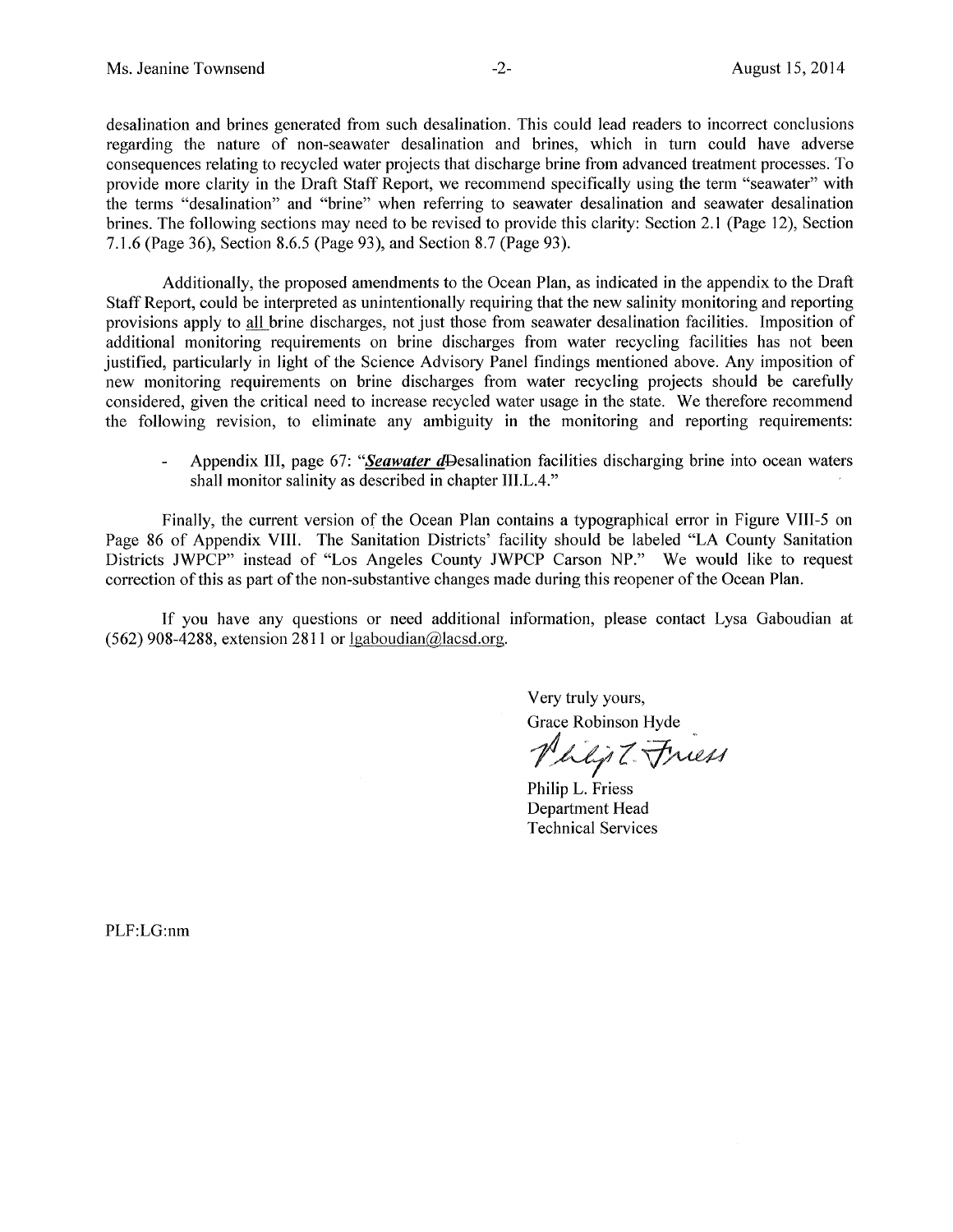desalination and brines generated from such desalination. This could lead readers to incorrect conclusions regarding the nature of non-seawater desalination and brines, which in turn could have adverse consequences relating to recycled water projects that discharge brine from advanced treatment processes. To provide more clarity in the Draft Staff Report, we recommend specifically using the term "seawater" with the terms "desalination" and "brine" when referring to seawater desalination and seawater desalination brines. The following sections may need to be revised to provide this clarity: Section 2.1 (Page 12), Section 7.1.6 (Page 36), Section 8.6.5 (Page 93), and Section 8.7 (Page 93).

Additionally, the proposed amendments to the Ocean Plan, as indicated in the appendix to the Draft Staff Report, could be interpreted as unintentionally requiring that the new salinity monitoring and reporting provisions apply to <u>all</u> brine discharges, not just those from seawater desalination facilities. Imposition of additional monitoring requirements on brine discharges from water recycling facilities has not been justified, particularly in light of the Science Advisory Panel findings mentioned above. Any imposition of new monitoring requirements on brine discharges from water recycling projects should be carefully considered, given the critical need to increase recycled water usage in the state. We therefore recommend the following revision, to eliminate any ambiguity in the monitoring and reporting requirements:

- Appendix III, page 67: "***<u>Seawater d</u>***~~D~~esalination facilities discharging brine into ocean waters shall monitor salinity as described in chapter III.L.4."

Finally, the current version of the Ocean Plan contains a typographical error in Figure VIII-5 on Page 86 of Appendix VIII. The Sanitation Districts' facility should be labeled "LA County Sanitation Districts JWPCP" instead of "Los Angeles County JWPCP Carson NP." We would like to request correction of this as part of the non-substantive changes made during this reopener of the Ocean Plan.

If you have any questions or need additional information, please contact Lysa Gaboudian at (562) 908-4288, extension 2811 or lgaboudian@lacsd.org.

Very truly yours,
Grace Robinson Hyde

Philip L. Friess
Department Head
Technical Services

PLF:LG:nm